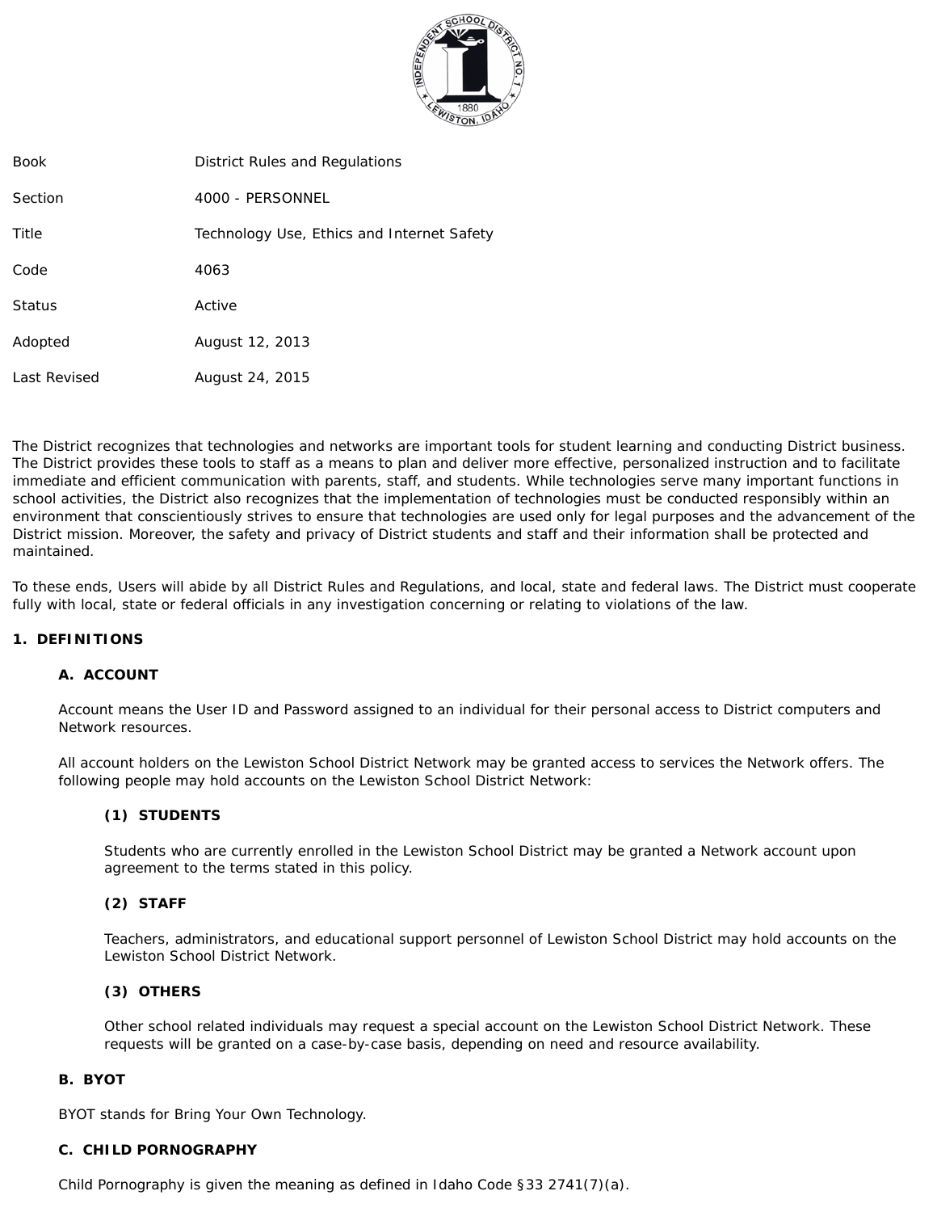| | |
|---|---|
| Book | District Rules and Regulations |
| Section | 4000 - PERSONNEL |
| Title | Technology Use, Ethics and Internet Safety |
| Code | 4063 |
| Status | Active |
| Adopted | August 12, 2013 |
| Last Revised | August 24, 2015 |

The District recognizes that technologies and networks are important tools for student learning and conducting District business. The District provides these tools to staff as a means to plan and deliver more effective, personalized instruction and to facilitate immediate and efficient communication with parents, staff, and students. While technologies serve many important functions in school activities, the District also recognizes that the implementation of technologies must be conducted responsibly within an environment that conscientiously strives to ensure that technologies are used only for legal purposes and the advancement of the District mission. Moreover, the safety and privacy of District students and staff and their information shall be protected and maintained.

To these ends, Users will abide by all District Rules and Regulations, and local, state and federal laws. The District must cooperate fully with local, state or federal officials in any investigation concerning or relating to violations of the law.

## 1. DEFINITIONS

### A. ACCOUNT

Account means the User ID and Password assigned to an individual for their personal access to District computers and Network resources.

All account holders on the Lewiston School District Network may be granted access to services the Network offers. The following people may hold accounts on the Lewiston School District Network:

#### (1) STUDENTS

Students who are currently enrolled in the Lewiston School District may be granted a Network account upon agreement to the terms stated in this policy.

#### (2) STAFF

Teachers, administrators, and educational support personnel of Lewiston School District may hold accounts on the Lewiston School District Network.

#### (3) OTHERS

Other school related individuals may request a special account on the Lewiston School District Network. These requests will be granted on a case-by-case basis, depending on need and resource availability.

### B. BYOT

BYOT stands for Bring Your Own Technology.

### C. CHILD PORNOGRAPHY

Child Pornography is given the meaning as defined in Idaho Code §33 2741(7)(a).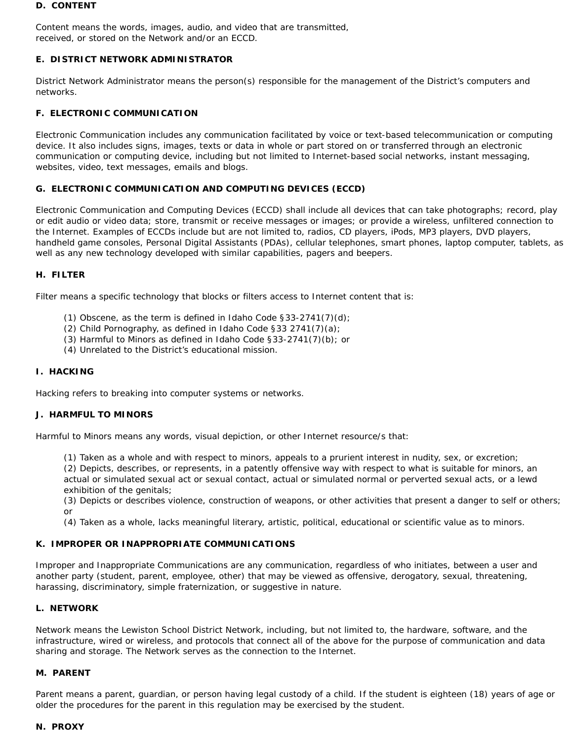### D. CONTENT

Content means the words, images, audio, and video that are transmitted, received, or stored on the Network and/or an ECCD.

### E. DISTRICT NETWORK ADMINISTRATOR

District Network Administrator means the person(s) responsible for the management of the District's computers and networks.

### F. ELECTRONIC COMMUNICATION

Electronic Communication includes any communication facilitated by voice or text-based telecommunication or computing device. It also includes signs, images, texts or data in whole or part stored on or transferred through an electronic communication or computing device, including but not limited to Internet-based social networks, instant messaging, websites, video, text messages, emails and blogs.

### G. ELECTRONIC COMMUNICATION AND COMPUTING DEVICES (ECCD)

Electronic Communication and Computing Devices (ECCD) shall include all devices that can take photographs; record, play or edit audio or video data; store, transmit or receive messages or images; or provide a wireless, unfiltered connection to the Internet. Examples of ECCDs include but are not limited to, radios, CD players, iPods, MP3 players, DVD players, handheld game consoles, Personal Digital Assistants (PDAs), cellular telephones, smart phones, laptop computer, tablets, as well as any new technology developed with similar capabilities, pagers and beepers.

### H. FILTER

Filter means a specific technology that blocks or filters access to Internet content that is:

(1) Obscene, as the term is defined in Idaho Code §33-2741(7)(d);
(2) Child Pornography, as defined in Idaho Code §33 2741(7)(a);
(3) Harmful to Minors as defined in Idaho Code §33-2741(7)(b); or
(4) Unrelated to the District's educational mission.

### I. HACKING

Hacking refers to breaking into computer systems or networks.

### J. HARMFUL TO MINORS

Harmful to Minors means any words, visual depiction, or other Internet resource/s that:

(1) Taken as a whole and with respect to minors, appeals to a prurient interest in nudity, sex, or excretion;
(2) Depicts, describes, or represents, in a patently offensive way with respect to what is suitable for minors, an actual or simulated sexual act or sexual contact, actual or simulated normal or perverted sexual acts, or a lewd exhibition of the genitals;
(3) Depicts or describes violence, construction of weapons, or other activities that present a danger to self or others; or
(4) Taken as a whole, lacks meaningful literary, artistic, political, educational or scientific value as to minors.

### K. IMPROPER OR INAPPROPRIATE COMMUNICATIONS

Improper and Inappropriate Communications are any communication, regardless of who initiates, between a user and another party (student, parent, employee, other) that may be viewed as offensive, derogatory, sexual, threatening, harassing, discriminatory, simple fraternization, or suggestive in nature.

### L. NETWORK

Network means the Lewiston School District Network, including, but not limited to, the hardware, software, and the infrastructure, wired or wireless, and protocols that connect all of the above for the purpose of communication and data sharing and storage. The Network serves as the connection to the Internet.

### M. PARENT

Parent means a parent, guardian, or person having legal custody of a child. If the student is eighteen (18) years of age or older the procedures for the parent in this regulation may be exercised by the student.

### N. PROXY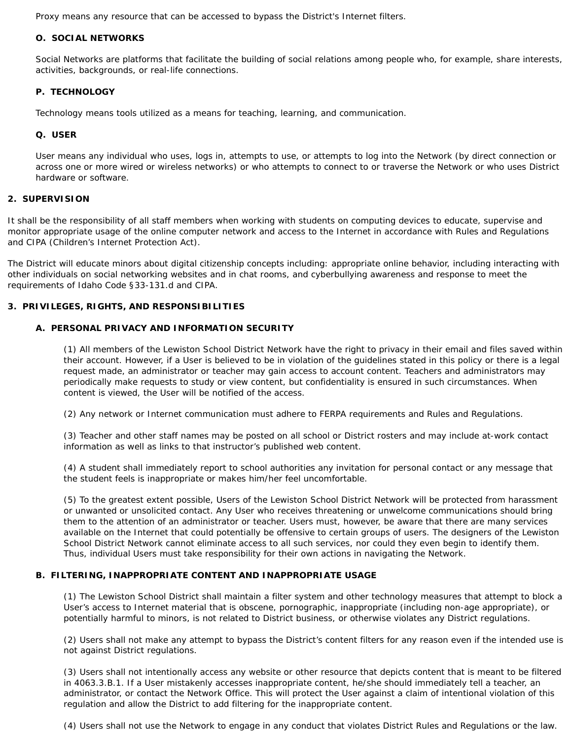Proxy means any resource that can be accessed to bypass the District's Internet filters.

### O. SOCIAL NETWORKS

Social Networks are platforms that facilitate the building of social relations among people who, for example, share interests, activities, backgrounds, or real-life connections.

### P. TECHNOLOGY

Technology means tools utilized as a means for teaching, learning, and communication.

### Q. USER

User means any individual who uses, logs in, attempts to use, or attempts to log into the Network (by direct connection or across one or more wired or wireless networks) or who attempts to connect to or traverse the Network or who uses District hardware or software.

## 2. SUPERVISION

It shall be the responsibility of all staff members when working with students on computing devices to educate, supervise and monitor appropriate usage of the online computer network and access to the Internet in accordance with Rules and Regulations and CIPA (Children's Internet Protection Act).

The District will educate minors about digital citizenship concepts including: appropriate online behavior, including interacting with other individuals on social networking websites and in chat rooms, and cyberbullying awareness and response to meet the requirements of Idaho Code §33-131.d and CIPA.

## 3. PRIVILEGES, RIGHTS, AND RESPONSIBILITIES

### A. PERSONAL PRIVACY AND INFORMATION SECURITY

(1) All members of the Lewiston School District Network have the right to privacy in their email and files saved within their account. However, if a User is believed to be in violation of the guidelines stated in this policy or there is a legal request made, an administrator or teacher may gain access to account content. Teachers and administrators may periodically make requests to study or view content, but confidentiality is ensured in such circumstances. When content is viewed, the User will be notified of the access.

(2) Any network or Internet communication must adhere to FERPA requirements and Rules and Regulations.

(3) Teacher and other staff names may be posted on all school or District rosters and may include at-work contact information as well as links to that instructor's published web content.

(4) A student shall immediately report to school authorities any invitation for personal contact or any message that the student feels is inappropriate or makes him/her feel uncomfortable.

(5) To the greatest extent possible, Users of the Lewiston School District Network will be protected from harassment or unwanted or unsolicited contact. Any User who receives threatening or unwelcome communications should bring them to the attention of an administrator or teacher. Users must, however, be aware that there are many services available on the Internet that could potentially be offensive to certain groups of users. The designers of the Lewiston School District Network cannot eliminate access to all such services, nor could they even begin to identify them. Thus, individual Users must take responsibility for their own actions in navigating the Network.

### B. FILTERING, INAPPROPRIATE CONTENT AND INAPPROPRIATE USAGE

(1) The Lewiston School District shall maintain a filter system and other technology measures that attempt to block a User's access to Internet material that is obscene, pornographic, inappropriate (including non-age appropriate), or potentially harmful to minors, is not related to District business, or otherwise violates any District regulations.

(2) Users shall not make any attempt to bypass the District's content filters for any reason even if the intended use is not against District regulations.

(3) Users shall not intentionally access any website or other resource that depicts content that is meant to be filtered in 4063.3.B.1. If a User mistakenly accesses inappropriate content, he/she should immediately tell a teacher, an administrator, or contact the Network Office. This will protect the User against a claim of intentional violation of this regulation and allow the District to add filtering for the inappropriate content.

(4) Users shall not use the Network to engage in any conduct that violates District Rules and Regulations or the law.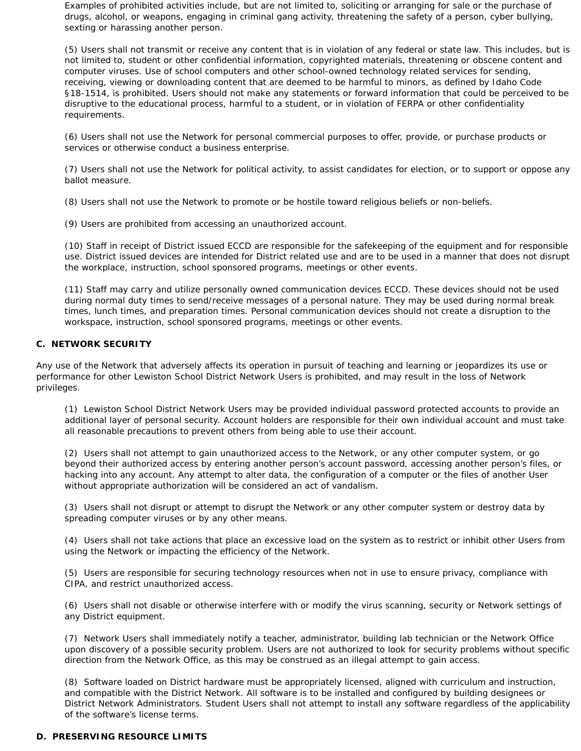Examples of prohibited activities include, but are not limited to, soliciting or arranging for sale or the purchase of drugs, alcohol, or weapons, engaging in criminal gang activity, threatening the safety of a person, cyber bullying, sexting or harassing another person.

(5) Users shall not transmit or receive any content that is in violation of any federal or state law. This includes, but is not limited to, student or other confidential information, copyrighted materials, threatening or obscene content and computer viruses. Use of school computers and other school-owned technology related services for sending, receiving, viewing or downloading content that are deemed to be harmful to minors, as defined by Idaho Code §18-1514, is prohibited. Users should not make any statements or forward information that could be perceived to be disruptive to the educational process, harmful to a student, or in violation of FERPA or other confidentiality requirements.

(6) Users shall not use the Network for personal commercial purposes to offer, provide, or purchase products or services or otherwise conduct a business enterprise.

(7) Users shall not use the Network for political activity, to assist candidates for election, or to support or oppose any ballot measure.

(8) Users shall not use the Network to promote or be hostile toward religious beliefs or non-beliefs.

(9) Users are prohibited from accessing an unauthorized account.

(10) Staff in receipt of District issued ECCD are responsible for the safekeeping of the equipment and for responsible use. District issued devices are intended for District related use and are to be used in a manner that does not disrupt the workplace, instruction, school sponsored programs, meetings or other events.

(11) Staff may carry and utilize personally owned communication devices ECCD. These devices should not be used during normal duty times to send/receive messages of a personal nature. They may be used during normal break times, lunch times, and preparation times. Personal communication devices should not create a disruption to the workspace, instruction, school sponsored programs, meetings or other events.

**C. NETWORK SECURITY**

Any use of the Network that adversely affects its operation in pursuit of teaching and learning or jeopardizes its use or performance for other Lewiston School District Network Users is prohibited, and may result in the loss of Network privileges.

(1) Lewiston School District Network Users may be provided individual password protected accounts to provide an additional layer of personal security. Account holders are responsible for their own individual account and must take all reasonable precautions to prevent others from being able to use their account.

(2) Users shall not attempt to gain unauthorized access to the Network, or any other computer system, or go beyond their authorized access by entering another person's account password, accessing another person's files, or hacking into any account. Any attempt to alter data, the configuration of a computer or the files of another User without appropriate authorization will be considered an act of vandalism.

(3) Users shall not disrupt or attempt to disrupt the Network or any other computer system or destroy data by spreading computer viruses or by any other means.

(4) Users shall not take actions that place an excessive load on the system as to restrict or inhibit other Users from using the Network or impacting the efficiency of the Network.

(5) Users are responsible for securing technology resources when not in use to ensure privacy, compliance with CIPA, and restrict unauthorized access.

(6) Users shall not disable or otherwise interfere with or modify the virus scanning, security or Network settings of any District equipment.

(7) Network Users shall immediately notify a teacher, administrator, building lab technician or the Network Office upon discovery of a possible security problem. Users are not authorized to look for security problems without specific direction from the Network Office, as this may be construed as an illegal attempt to gain access.

(8) Software loaded on District hardware must be appropriately licensed, aligned with curriculum and instruction, and compatible with the District Network. All software is to be installed and configured by building designees or District Network Administrators. Student Users shall not attempt to install any software regardless of the applicability of the software's license terms.

**D. PRESERVING RESOURCE LIMITS**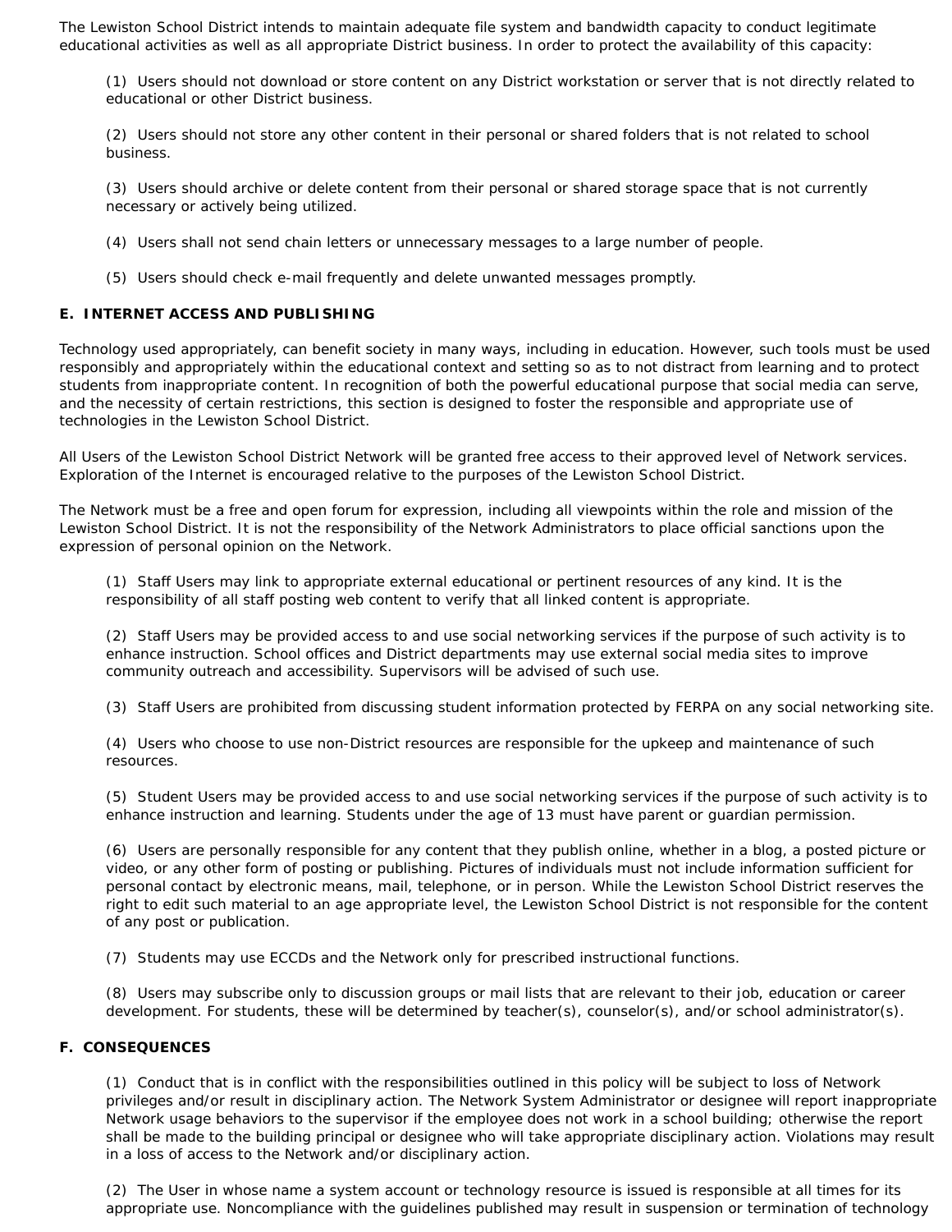The Lewiston School District intends to maintain adequate file system and bandwidth capacity to conduct legitimate educational activities as well as all appropriate District business. In order to protect the availability of this capacity:

(1) Users should not download or store content on any District workstation or server that is not directly related to educational or other District business.

(2) Users should not store any other content in their personal or shared folders that is not related to school business.

(3) Users should archive or delete content from their personal or shared storage space that is not currently necessary or actively being utilized.

(4) Users shall not send chain letters or unnecessary messages to a large number of people.

(5) Users should check e-mail frequently and delete unwanted messages promptly.

**E. INTERNET ACCESS AND PUBLISHING**

Technology used appropriately, can benefit society in many ways, including in education. However, such tools must be used responsibly and appropriately within the educational context and setting so as to not distract from learning and to protect students from inappropriate content. In recognition of both the powerful educational purpose that social media can serve, and the necessity of certain restrictions, this section is designed to foster the responsible and appropriate use of technologies in the Lewiston School District.

All Users of the Lewiston School District Network will be granted free access to their approved level of Network services. Exploration of the Internet is encouraged relative to the purposes of the Lewiston School District.

The Network must be a free and open forum for expression, including all viewpoints within the role and mission of the Lewiston School District. It is not the responsibility of the Network Administrators to place official sanctions upon the expression of personal opinion on the Network.

(1) Staff Users may link to appropriate external educational or pertinent resources of any kind. It is the responsibility of all staff posting web content to verify that all linked content is appropriate.

(2) Staff Users may be provided access to and use social networking services if the purpose of such activity is to enhance instruction. School offices and District departments may use external social media sites to improve community outreach and accessibility. Supervisors will be advised of such use.

(3) Staff Users are prohibited from discussing student information protected by FERPA on any social networking site.

(4) Users who choose to use non-District resources are responsible for the upkeep and maintenance of such resources.

(5) Student Users may be provided access to and use social networking services if the purpose of such activity is to enhance instruction and learning. Students under the age of 13 must have parent or guardian permission.

(6) Users are personally responsible for any content that they publish online, whether in a blog, a posted picture or video, or any other form of posting or publishing. Pictures of individuals must not include information sufficient for personal contact by electronic means, mail, telephone, or in person. While the Lewiston School District reserves the right to edit such material to an age appropriate level, the Lewiston School District is not responsible for the content of any post or publication.

(7) Students may use ECCDs and the Network only for prescribed instructional functions.

(8) Users may subscribe only to discussion groups or mail lists that are relevant to their job, education or career development. For students, these will be determined by teacher(s), counselor(s), and/or school administrator(s).

**F. CONSEQUENCES**

(1) Conduct that is in conflict with the responsibilities outlined in this policy will be subject to loss of Network privileges and/or result in disciplinary action. The Network System Administrator or designee will report inappropriate Network usage behaviors to the supervisor if the employee does not work in a school building; otherwise the report shall be made to the building principal or designee who will take appropriate disciplinary action. Violations may result in a loss of access to the Network and/or disciplinary action.

(2) The User in whose name a system account or technology resource is issued is responsible at all times for its appropriate use. Noncompliance with the guidelines published may result in suspension or termination of technology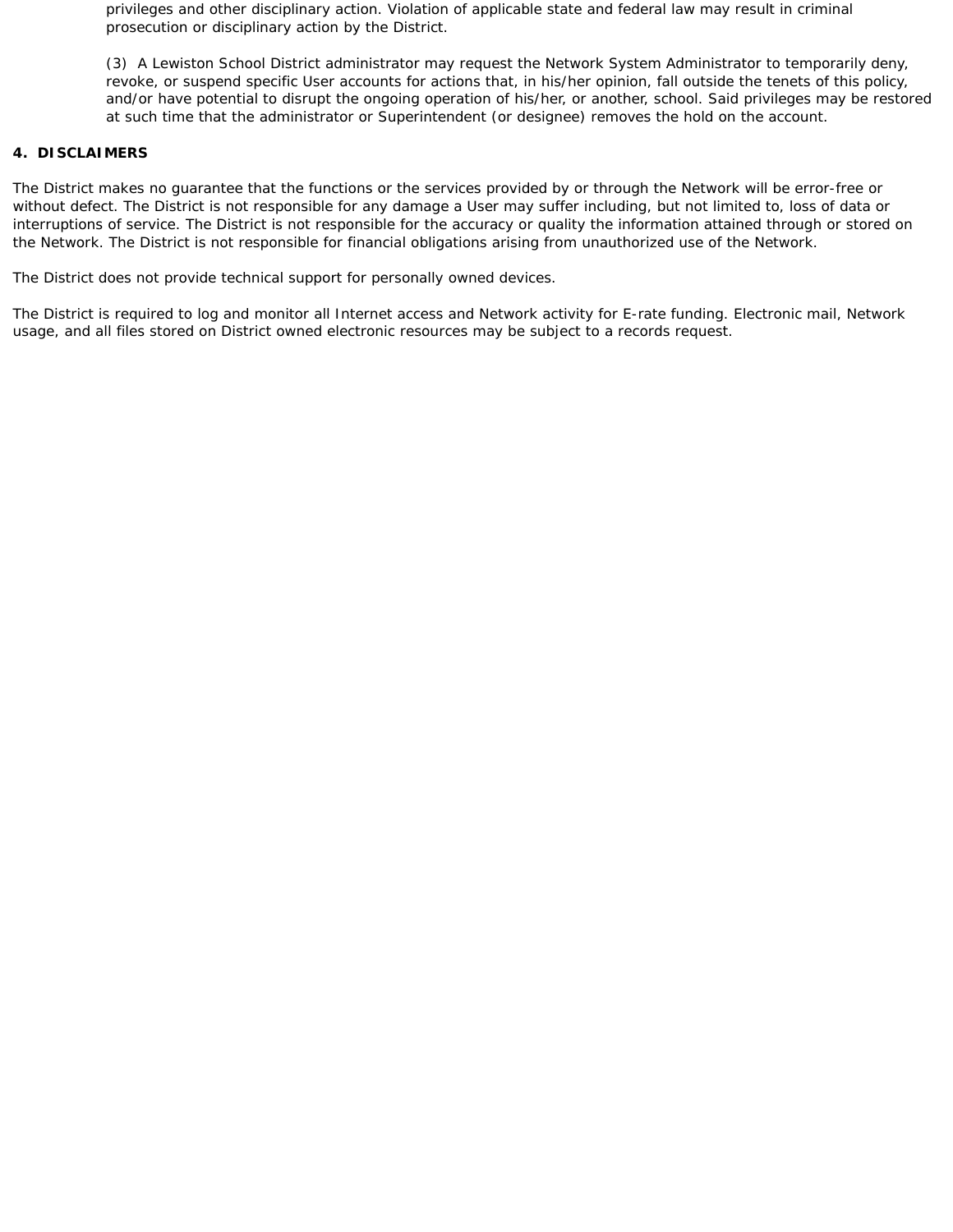privileges and other disciplinary action. Violation of applicable state and federal law may result in criminal prosecution or disciplinary action by the District.

(3) A Lewiston School District administrator may request the Network System Administrator to temporarily deny, revoke, or suspend specific User accounts for actions that, in his/her opinion, fall outside the tenets of this policy, and/or have potential to disrupt the ongoing operation of his/her, or another, school. Said privileges may be restored at such time that the administrator or Superintendent (or designee) removes the hold on the account.

**4. DISCLAIMERS**

The District makes no guarantee that the functions or the services provided by or through the Network will be error-free or without defect. The District is not responsible for any damage a User may suffer including, but not limited to, loss of data or interruptions of service. The District is not responsible for the accuracy or quality the information attained through or stored on the Network. The District is not responsible for financial obligations arising from unauthorized use of the Network.

The District does not provide technical support for personally owned devices.

The District is required to log and monitor all Internet access and Network activity for E-rate funding. Electronic mail, Network usage, and all files stored on District owned electronic resources may be subject to a records request.